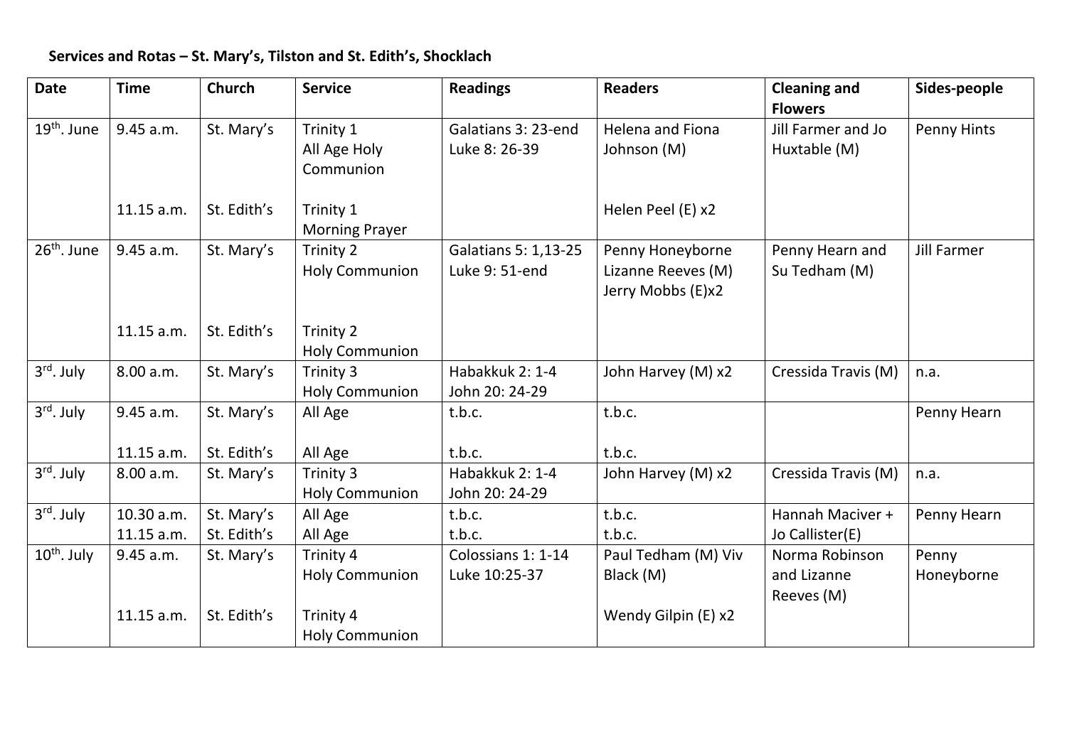**Services and Rotas – St. Mary's, Tilston and St. Edith's, Shocklach**

| Date | Time | Church | Service | Readings | Readers | Cleaning and Flowers | Sides-people |
|---|---|---|---|---|---|---|---|
| 19th. June | 9.45 a.m. | St. Mary's | Trinity 1 All Age Holy Communion | Galatians 3: 23-end Luke 8: 26-39 | Helena and Fiona Johnson (M) | Jill Farmer and Jo Huxtable (M) | Penny Hints |
| | 11.15 a.m. | St. Edith's | Trinity 1 Morning Prayer | | Helen Peel (E) x2 | | |
| 26th. June | 9.45 a.m. | St. Mary's | Trinity 2 Holy Communion | Galatians 5: 1,13-25 Luke 9: 51-end | Penny Honeyborne Lizanne Reeves (M) Jerry Mobbs (E)x2 | Penny Hearn and Su Tedham (M) | Jill Farmer |
| | 11.15 a.m. | St. Edith's | Trinity 2 Holy Communion | | | | |
| 3rd. July | 8.00 a.m. | St. Mary's | Trinity 3 Holy Communion | Habakkuk 2: 1-4 John 20: 24-29 | John Harvey (M) x2 | Cressida Travis (M) | n.a. |
| 3rd. July | 9.45 a.m. | St. Mary's | All Age | t.b.c. | t.b.c. | | Penny Hearn |
| | 11.15 a.m. | St. Edith's | All Age | t.b.c. | t.b.c. | | |
| 3rd. July | 8.00 a.m. | St. Mary's | Trinity 3 Holy Communion | Habakkuk 2: 1-4 John 20: 24-29 | John Harvey (M) x2 | Cressida Travis (M) | n.a. |
| 3rd. July | 10.30 a.m. 11.15 a.m. | St. Mary's St. Edith's | All Age All Age | t.b.c. t.b.c. | t.b.c. t.b.c. | Hannah Maciver + Jo Callister(E) | Penny Hearn |
| 10th. July | 9.45 a.m. | St. Mary's | Trinity 4 Holy Communion | Colossians 1: 1-14 Luke 10:25-37 | Paul Tedham (M) Viv Black (M) | Norma Robinson and Lizanne Reeves (M) | Penny Honeyborne |
| | 11.15 a.m. | St. Edith's | Trinity 4 Holy Communion | | Wendy Gilpin (E) x2 | | |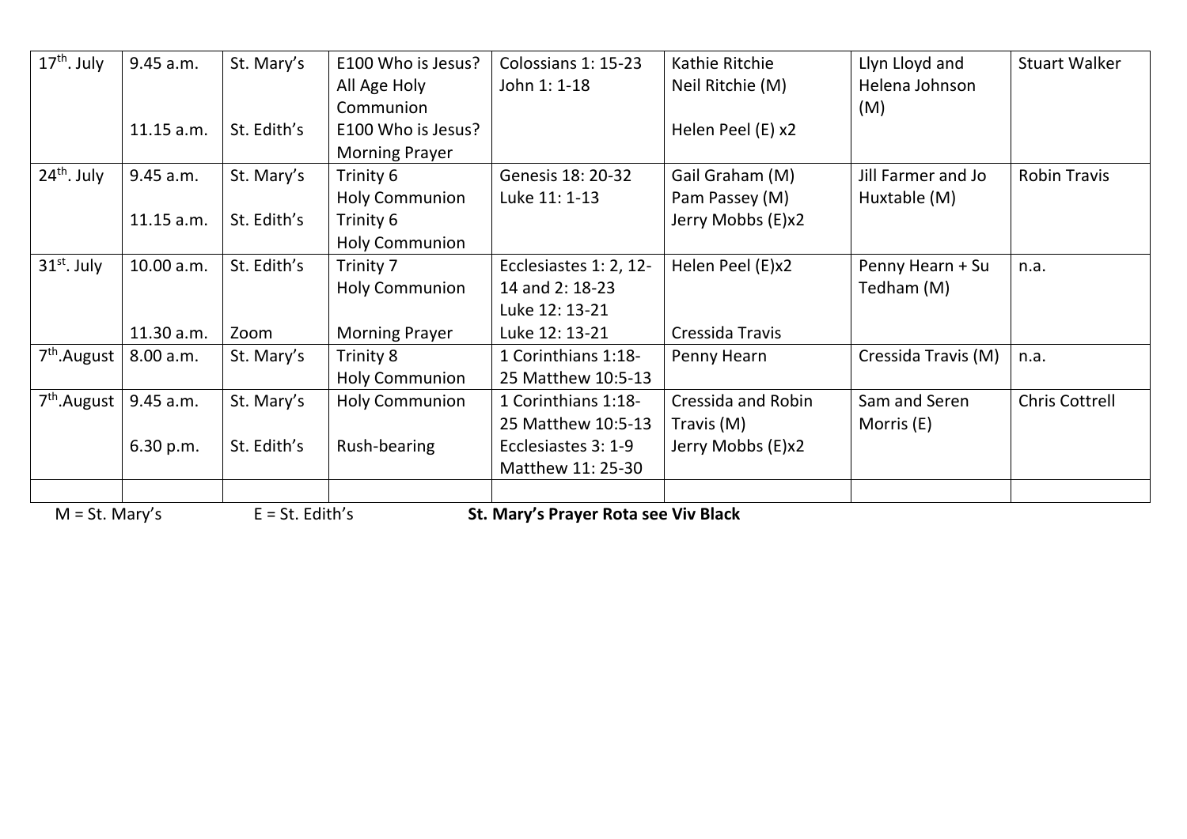| | | | | | | | |
|---|---|---|---|---|---|---|---|
| 17th. July | 9.45 a.m.<br><br><br>11.15 a.m. | St. Mary's<br><br><br>St. Edith's | E100 Who is Jesus? All Age Holy Communion<br>E100 Who is Jesus? Morning Prayer | Colossians 1: 15-23 John 1: 1-18 | Kathie Ritchie Neil Ritchie (M)<br><br>Helen Peel (E) x2 | Llyn Lloyd and Helena Johnson (M) | Stuart Walker |
| 24th. July | 9.45 a.m.<br><br>11.15 a.m. | St. Mary's<br><br>St. Edith's | Trinity 6 Holy Communion<br>Trinity 6 Holy Communion | Genesis 18: 20-32 Luke 11: 1-13 | Gail Graham (M) Pam Passey (M) Jerry Mobbs (E)x2 | Jill Farmer and Jo Huxtable (M) | Robin Travis |
| 31st. July | 10.00 a.m.<br><br><br>11.30 a.m. | St. Edith's<br><br><br>Zoom | Trinity 7 Holy Communion<br><br>Morning Prayer | Ecclesiastes 1: 2, 12-14 and 2: 18-23 Luke 12: 13-21<br>Luke 12: 13-21 | Helen Peel (E)x2<br><br><br>Cressida Travis | Penny Hearn + Su Tedham (M) | n.a. |
| 7th.August | 8.00 a.m. | St. Mary's | Trinity 8 Holy Communion | 1 Corinthians 1:18-25 Matthew 10:5-13 | Penny Hearn | Cressida Travis (M) | n.a. |
| 7th.August | 9.45 a.m.<br><br>6.30 p.m. | St. Mary's<br><br>St. Edith's | Holy Communion<br><br>Rush-bearing | 1 Corinthians 1:18-25 Matthew 10:5-13<br>Ecclesiastes 3: 1-9 Matthew 11: 25-30 | Cressida and Robin Travis (M)<br>Jerry Mobbs (E)x2 | Sam and Seren Morris (E) | Chris Cottrell |
| | | | | | | | |

M = St. Mary's E = St. Edith's **St. Mary's Prayer Rota see Viv Black**